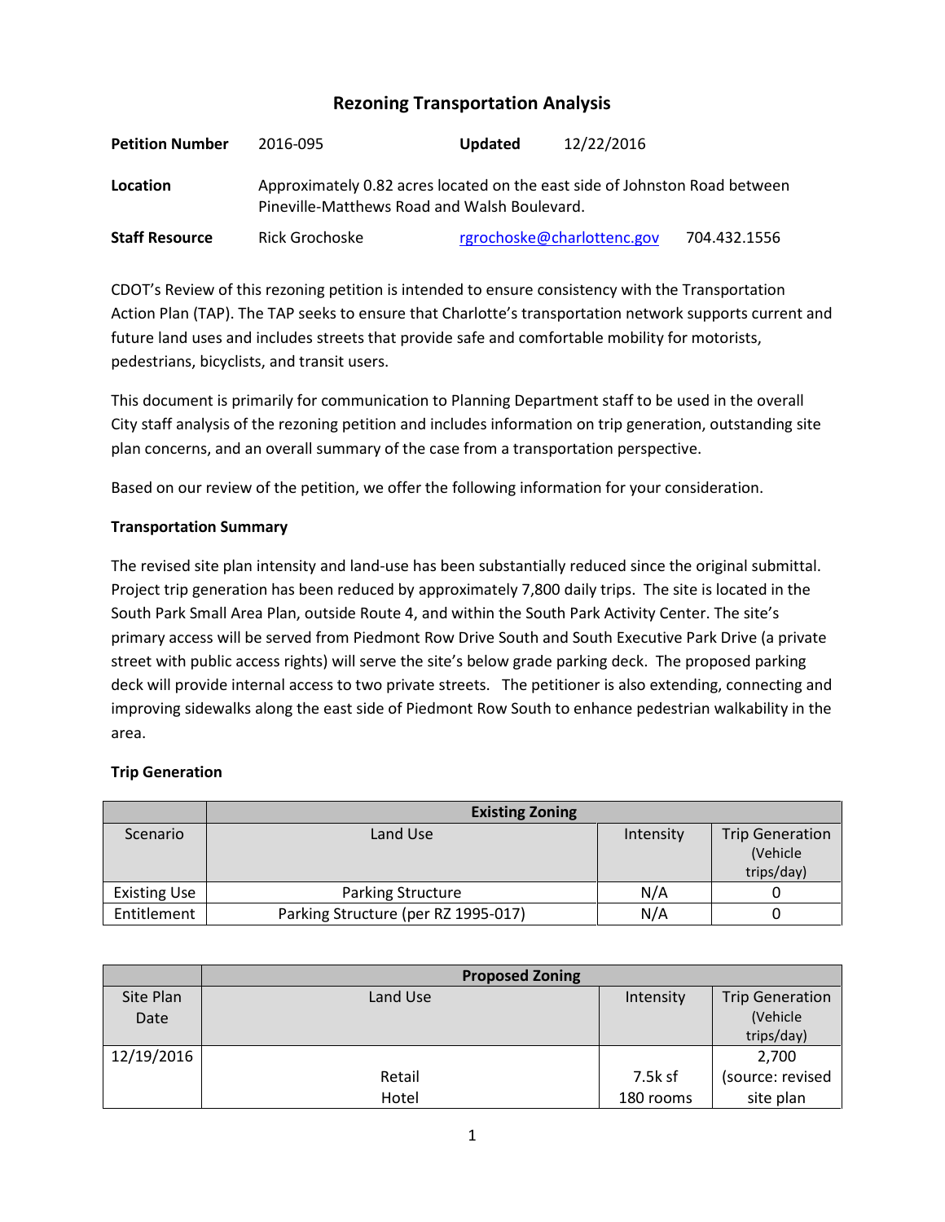# Rezoning Transportation Analysis

| | | | |
|---|---|---|---|
| **Petition Number** | 2016-095 | **Updated** | 12/22/2016 |
| **Location** | Approximately 0.82 acres located on the east side of Johnston Road between Pineville-Matthews Road and Walsh Boulevard. | | |
| **Staff Resource** | Rick Grochoske | rgrochoske@charlottenc.gov | 704.432.1556 |

CDOT's Review of this rezoning petition is intended to ensure consistency with the Transportation Action Plan (TAP). The TAP seeks to ensure that Charlotte's transportation network supports current and future land uses and includes streets that provide safe and comfortable mobility for motorists, pedestrians, bicyclists, and transit users.

This document is primarily for communication to Planning Department staff to be used in the overall City staff analysis of the rezoning petition and includes information on trip generation, outstanding site plan concerns, and an overall summary of the case from a transportation perspective.

Based on our review of the petition, we offer the following information for your consideration.

**Transportation Summary**

The revised site plan intensity and land-use has been substantially reduced since the original submittal. Project trip generation has been reduced by approximately 7,800 daily trips. The site is located in the South Park Small Area Plan, outside Route 4, and within the South Park Activity Center. The site's primary access will be served from Piedmont Row Drive South and South Executive Park Drive (a private street with public access rights) will serve the site's below grade parking deck. The proposed parking deck will provide internal access to two private streets. The petitioner is also extending, connecting and improving sidewalks along the east side of Piedmont Row South to enhance pedestrian walkability in the area.

**Trip Generation**

| | Existing Zoning | | |
|---|---|---|---|
| Scenario | Land Use | Intensity | Trip Generation (Vehicle trips/day) |
| Existing Use | Parking Structure | N/A | 0 |
| Entitlement | Parking Structure (per RZ 1995-017) | N/A | 0 |

| | Proposed Zoning | | |
|---|---|---|---|
| Site Plan Date | Land Use | Intensity | Trip Generation (Vehicle trips/day) |
| 12/19/2016 | Retail<br>Hotel | 7.5k sf<br>180 rooms | 2,700 (source: revised site plan |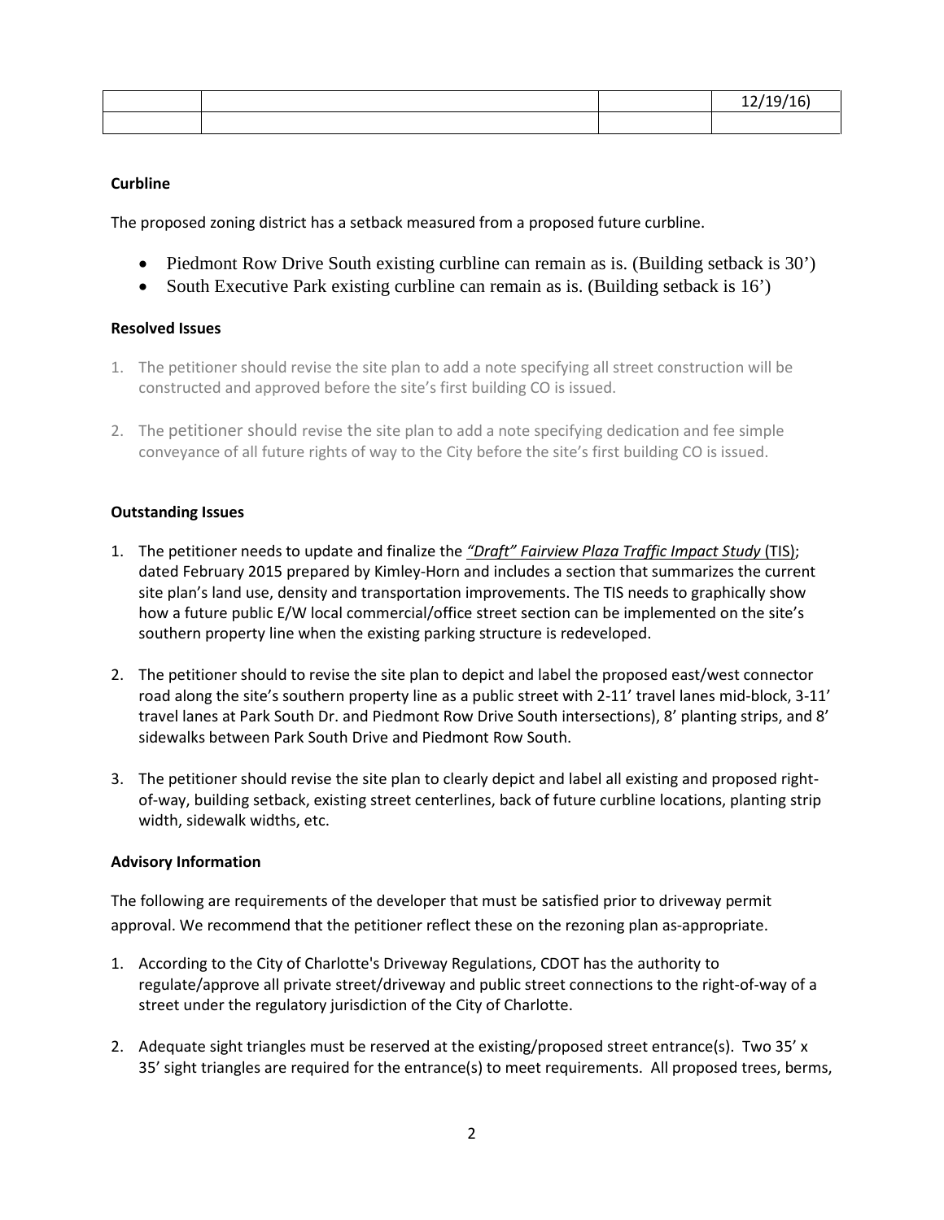|  |  |  | 12/19/16) |
| --- | --- | --- | --- |
|  |  |  |  |

**Curbline**

The proposed zoning district has a setback measured from a proposed future curbline.

- Piedmont Row Drive South existing curbline can remain as is. (Building setback is 30')
- South Executive Park existing curbline can remain as is. (Building setback is 16')

**Resolved Issues**

1. The petitioner should revise the site plan to add a note specifying all street construction will be constructed and approved before the site's first building CO is issued.

2. The petitioner should revise the site plan to add a note specifying dedication and fee simple conveyance of all future rights of way to the City before the site's first building CO is issued.

**Outstanding Issues**

1. The petitioner needs to update and finalize the *"Draft" Fairview Plaza Traffic Impact Study* (TIS); dated February 2015 prepared by Kimley-Horn and includes a section that summarizes the current site plan's land use, density and transportation improvements. The TIS needs to graphically show how a future public E/W local commercial/office street section can be implemented on the site's southern property line when the existing parking structure is redeveloped.

2. The petitioner should to revise the site plan to depict and label the proposed east/west connector road along the site's southern property line as a public street with 2-11' travel lanes mid-block, 3-11' travel lanes at Park South Dr. and Piedmont Row Drive South intersections), 8' planting strips, and 8' sidewalks between Park South Drive and Piedmont Row South.

3. The petitioner should revise the site plan to clearly depict and label all existing and proposed right-of-way, building setback, existing street centerlines, back of future curbline locations, planting strip width, sidewalk widths, etc.

**Advisory Information**

The following are requirements of the developer that must be satisfied prior to driveway permit approval. We recommend that the petitioner reflect these on the rezoning plan as-appropriate.

1. According to the City of Charlotte's Driveway Regulations, CDOT has the authority to regulate/approve all private street/driveway and public street connections to the right-of-way of a street under the regulatory jurisdiction of the City of Charlotte.

2. Adequate sight triangles must be reserved at the existing/proposed street entrance(s). Two 35' x 35' sight triangles are required for the entrance(s) to meet requirements. All proposed trees, berms,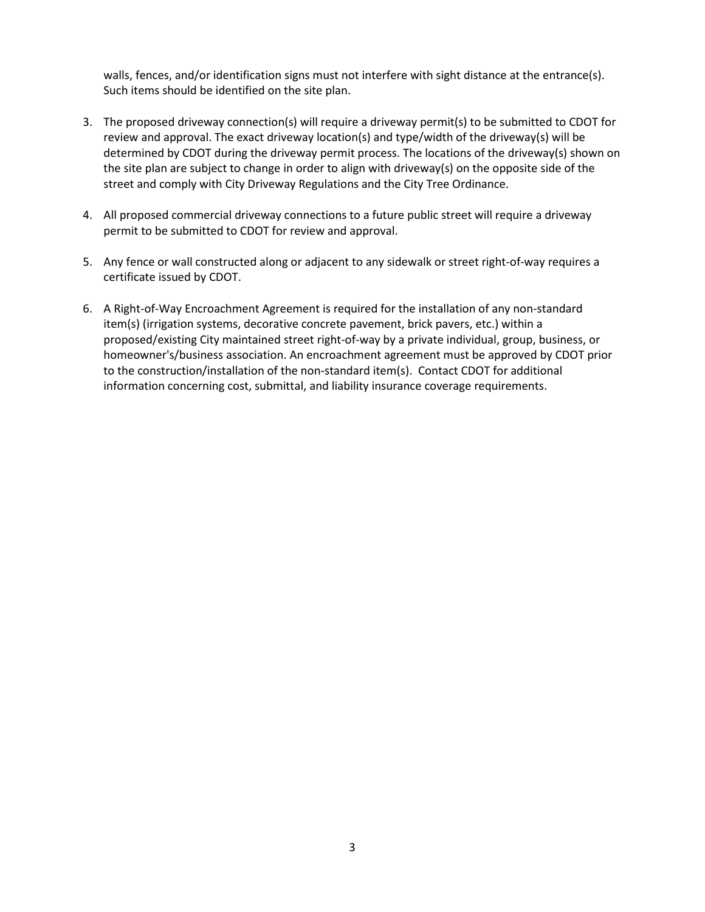walls, fences, and/or identification signs must not interfere with sight distance at the entrance(s). Such items should be identified on the site plan.

3. The proposed driveway connection(s) will require a driveway permit(s) to be submitted to CDOT for review and approval. The exact driveway location(s) and type/width of the driveway(s) will be determined by CDOT during the driveway permit process. The locations of the driveway(s) shown on the site plan are subject to change in order to align with driveway(s) on the opposite side of the street and comply with City Driveway Regulations and the City Tree Ordinance.

4. All proposed commercial driveway connections to a future public street will require a driveway permit to be submitted to CDOT for review and approval.

5. Any fence or wall constructed along or adjacent to any sidewalk or street right-of-way requires a certificate issued by CDOT.

6. A Right-of-Way Encroachment Agreement is required for the installation of any non-standard item(s) (irrigation systems, decorative concrete pavement, brick pavers, etc.) within a proposed/existing City maintained street right-of-way by a private individual, group, business, or homeowner's/business association. An encroachment agreement must be approved by CDOT prior to the construction/installation of the non-standard item(s). Contact CDOT for additional information concerning cost, submittal, and liability insurance coverage requirements.